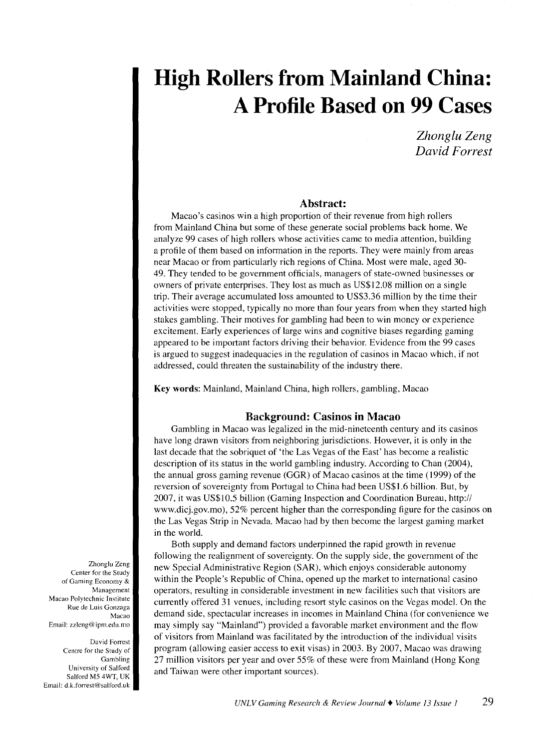# High Rollers from Mainland China: A Profile Based on 99 Cases

*Zhonglu Zeng*
*David Forrest*

## Abstract:

Macao's casinos win a high proportion of their revenue from high rollers from Mainland China but some of these generate social problems back home. We analyze 99 cases of high rollers whose activities came to media attention, building a profile of them based on information in the reports. They were mainly from areas near Macao or from particularly rich regions of China. Most were male, aged 30-49. They tended to be government officials, managers of state-owned businesses or owners of private enterprises. They lost as much as US$12.08 million on a single trip. Their average accumulated loss amounted to US$3.36 million by the time their activities were stopped, typically no more than four years from when they started high stakes gambling. Their motives for gambling had been to win money or experience excitement. Early experiences of large wins and cognitive biases regarding gaming appeared to be important factors driving their behavior. Evidence from the 99 cases is argued to suggest inadequacies in the regulation of casinos in Macao which, if not addressed, could threaten the sustainability of the industry there.

**Key words**: Mainland, Mainland China, high rollers, gambling, Macao

## Background: Casinos in Macao

Gambling in Macao was legalized in the mid-nineteenth century and its casinos have long drawn visitors from neighboring jurisdictions. However, it is only in the last decade that the sobriquet of 'the Las Vegas of the East' has become a realistic description of its status in the world gambling industry. According to Chan (2004), the annual gross gaming revenue (GGR) of Macao casinos at the time (1999) of the reversion of sovereignty from Portugal to China had been US$1.6 billion. But, by 2007, it was US$10.5 billion (Gaming Inspection and Coordination Bureau, http://www.dicj.gov.mo), 52% percent higher than the corresponding figure for the casinos on the Las Vegas Strip in Nevada. Macao had by then become the largest gaming market in the world.

Both supply and demand factors underpinned the rapid growth in revenue following the realignment of sovereignty. On the supply side, the government of the new Special Administrative Region (SAR), which enjoys considerable autonomy within the People's Republic of China, opened up the market to international casino operators, resulting in considerable investment in new facilities such that visitors are currently offered 31 venues, including resort style casinos on the Vegas model. On the demand side, spectacular increases in incomes in Mainland China (for convenience we may simply say "Mainland") provided a favorable market environment and the flow of visitors from Mainland was facilitated by the introduction of the individual visits program (allowing easier access to exit visas) in 2003. By 2007, Macao was drawing 27 million visitors per year and over 55% of these were from Mainland (Hong Kong and Taiwan were other important sources).

Zhonglu Zeng
Center for the Study of Gaming Economy & Management
Macao Polytechnic Institute
Rue de Luis Gonzaga
Macao
Email: zzleng@ipm.edu.mo

David Forrest
Centre for the Study of Gambling
University of Salford
Salford M5 4WT, UK
Email: d.k.forrest@salford.uk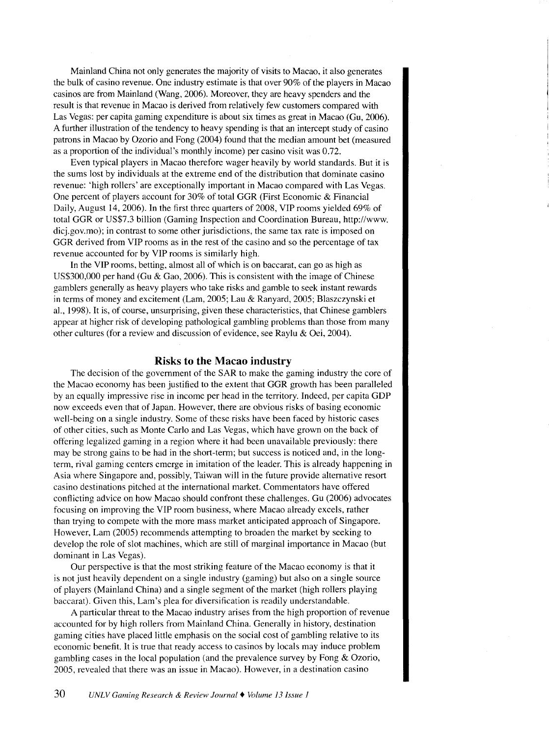Mainland China not only generates the majority of visits to Macao, it also generates the bulk of casino revenue. One industry estimate is that over 90% of the players in Macao casinos are from Mainland (Wang, 2006). Moreover, they are heavy spenders and the result is that revenue in Macao is derived from relatively few customers compared with Las Vegas: per capita gaming expenditure is about six times as great in Macao (Gu, 2006). A further illustration of the tendency to heavy spending is that an intercept study of casino patrons in Macao by Ozorio and Fong (2004) found that the median amount bet (measured as a proportion of the individual's monthly income) per casino visit was 0.72.

Even typical players in Macao therefore wager heavily by world standards. But it is the sums lost by individuals at the extreme end of the distribution that dominate casino revenue: 'high rollers' are exceptionally important in Macao compared with Las Vegas. One percent of players account for 30% of total GGR (First Economic & Financial Daily, August 14, 2006). In the first three quarters of 2008, VIP rooms yielded 69% of total GGR or US$7.3 billion (Gaming Inspection and Coordination Bureau, http://www.dicj.gov.mo); in contrast to some other jurisdictions, the same tax rate is imposed on GGR derived from VIP rooms as in the rest of the casino and so the percentage of tax revenue accounted for by VIP rooms is similarly high.

In the VIP rooms, betting, almost all of which is on baccarat, can go as high as US$300,000 per hand (Gu & Gao, 2006). This is consistent with the image of Chinese gamblers generally as heavy players who take risks and gamble to seek instant rewards in terms of money and excitement (Lam, 2005; Lau & Ranyard, 2005; Blaszczynski et al., 1998). It is, of course, unsurprising, given these characteristics, that Chinese gamblers appear at higher risk of developing pathological gambling problems than those from many other cultures (for a review and discussion of evidence, see Raylu & Oei, 2004).

## Risks to the Macao industry

The decision of the government of the SAR to make the gaming industry the core of the Macao economy has been justified to the extent that GGR growth has been paralleled by an equally impressive rise in income per head in the territory. Indeed, per capita GDP now exceeds even that of Japan. However, there are obvious risks of basing economic well-being on a single industry. Some of these risks have been faced by historic cases of other cities, such as Monte Carlo and Las Vegas, which have grown on the back of offering legalized gaming in a region where it had been unavailable previously: there may be strong gains to be had in the short-term; but success is noticed and, in the long-term, rival gaming centers emerge in imitation of the leader. This is already happening in Asia where Singapore and, possibly, Taiwan will in the future provide alternative resort casino destinations pitched at the international market. Commentators have offered conflicting advice on how Macao should confront these challenges. Gu (2006) advocates focusing on improving the VIP room business, where Macao already excels, rather than trying to compete with the more mass market anticipated approach of Singapore. However, Lam (2005) recommends attempting to broaden the market by seeking to develop the role of slot machines, which are still of marginal importance in Macao (but dominant in Las Vegas).

Our perspective is that the most striking feature of the Macao economy is that it is not just heavily dependent on a single industry (gaming) but also on a single source of players (Mainland China) and a single segment of the market (high rollers playing baccarat). Given this, Lam's plea for diversification is readily understandable.

A particular threat to the Macao industry arises from the high proportion of revenue accounted for by high rollers from Mainland China. Generally in history, destination gaming cities have placed little emphasis on the social cost of gambling relative to its economic benefit. It is true that ready access to casinos by locals may induce problem gambling cases in the local population (and the prevalence survey by Fong & Ozorio, 2005, revealed that there was an issue in Macao). However, in a destination casino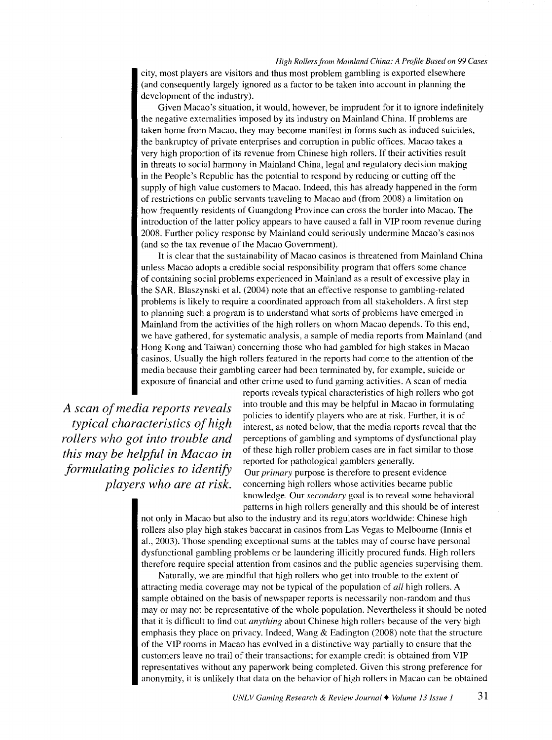city, most players are visitors and thus most problem gambling is exported elsewhere (and consequently largely ignored as a factor to be taken into account in planning the development of the industry).

Given Macao's situation, it would, however, be imprudent for it to ignore indefinitely the negative externalities imposed by its industry on Mainland China. If problems are taken home from Macao, they may become manifest in forms such as induced suicides, the bankruptcy of private enterprises and corruption in public offices. Macao takes a very high proportion of its revenue from Chinese high rollers. If their activities result in threats to social harmony in Mainland China, legal and regulatory decision making in the People's Republic has the potential to respond by reducing or cutting off the supply of high value customers to Macao. Indeed, this has already happened in the form of restrictions on public servants traveling to Macao and (from 2008) a limitation on how frequently residents of Guangdong Province can cross the border into Macao. The introduction of the latter policy appears to have caused a fall in VIP room revenue during 2008. Further policy response by Mainland could seriously undermine Macao's casinos (and so the tax revenue of the Macao Government).

It is clear that the sustainability of Macao casinos is threatened from Mainland China unless Macao adopts a credible social responsibility program that offers some chance of containing social problems experienced in Mainland as a result of excessive play in the SAR. Blaszynski et al. (2004) note that an effective response to gambling-related problems is likely to require a coordinated approach from all stakeholders. A first step to planning such a program is to understand what sorts of problems have emerged in Mainland from the activities of the high rollers on whom Macao depends. To this end, we have gathered, for systematic analysis, a sample of media reports from Mainland (and Hong Kong and Taiwan) concerning those who had gambled for high stakes in Macao casinos. Usually the high rollers featured in the reports had come to the attention of the media because their gambling career had been terminated by, for example, suicide or exposure of financial and other crime used to fund gaming activities. A scan of media reports reveals typical characteristics of high rollers who got into trouble and this may be helpful in Macao in formulating policies to identify players who are at risk. Further, it is of interest, as noted below, that the media reports reveal that the perceptions of gambling and symptoms of dysfunctional play of these high roller problem cases are in fact similar to those reported for pathological gamblers generally.

> *A scan of media reports reveals typical characteristics of high rollers who got into trouble and this may be helpful in Macao in formulating policies to identify players who are at risk.*

Our *primary* purpose is therefore to present evidence concerning high rollers whose activities became public knowledge. Our *secondary* goal is to reveal some behavioral patterns in high rollers generally and this should be of interest not only in Macao but also to the industry and its regulators worldwide: Chinese high rollers also play high stakes baccarat in casinos from Las Vegas to Melbourne (Innis et al., 2003). Those spending exceptional sums at the tables may of course have personal dysfunctional gambling problems or be laundering illicitly procured funds. High rollers therefore require special attention from casinos and the public agencies supervising them.

Naturally, we are mindful that high rollers who get into trouble to the extent of attracting media coverage may not be typical of the population of *all* high rollers. A sample obtained on the basis of newspaper reports is necessarily non-random and thus may or may not be representative of the whole population. Nevertheless it should be noted that it is difficult to find out *anything* about Chinese high rollers because of the very high emphasis they place on privacy. Indeed, Wang & Eadington (2008) note that the structure of the VIP rooms in Macao has evolved in a distinctive way partially to ensure that the customers leave no trail of their transactions; for example credit is obtained from VIP representatives without any paperwork being completed. Given this strong preference for anonymity, it is unlikely that data on the behavior of high rollers in Macao can be obtained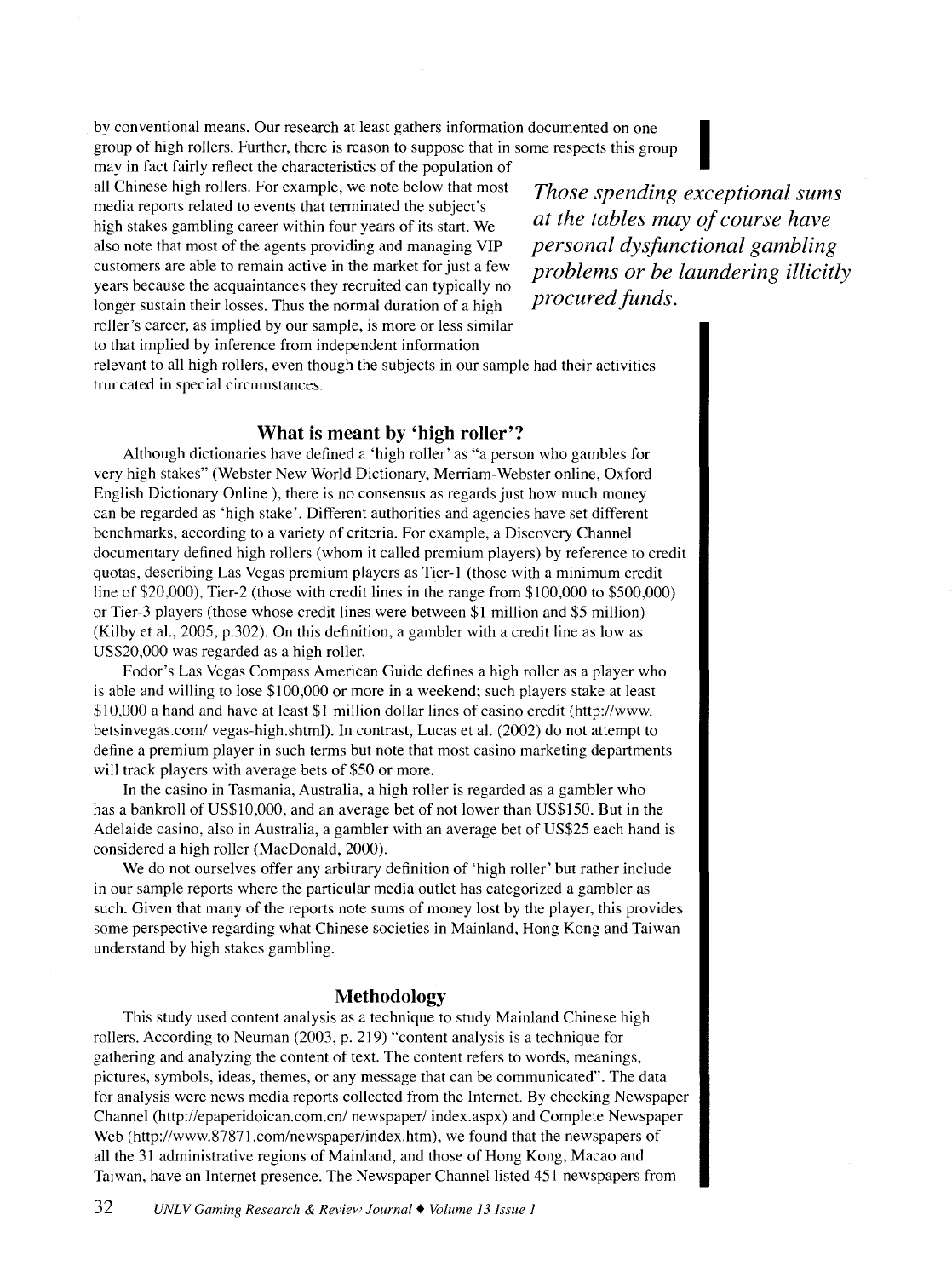by conventional means. Our research at least gathers information documented on one group of high rollers. Further, there is reason to suppose that in some respects this group may in fact fairly reflect the characteristics of the population of all Chinese high rollers. For example, we note below that most media reports related to events that terminated the subject's high stakes gambling career within four years of its start. We also note that most of the agents providing and managing VIP customers are able to remain active in the market for just a few years because the acquaintances they recruited can typically no longer sustain their losses. Thus the normal duration of a high roller's career, as implied by our sample, is more or less similar to that implied by inference from independent information relevant to all high rollers, even though the subjects in our sample had their activities truncated in special circumstances.

*Those spending exceptional sums at the tables may of course have personal dysfunctional gambling problems or be laundering illicitly procured funds.*

## What is meant by 'high roller'?

Although dictionaries have defined a 'high roller' as "a person who gambles for very high stakes" (Webster New World Dictionary, Merriam-Webster online, Oxford English Dictionary Online ), there is no consensus as regards just how much money can be regarded as 'high stake'. Different authorities and agencies have set different benchmarks, according to a variety of criteria. For example, a Discovery Channel documentary defined high rollers (whom it called premium players) by reference to credit quotas, describing Las Vegas premium players as Tier-1 (those with a minimum credit line of $20,000), Tier-2 (those with credit lines in the range from $100,000 to $500,000) or Tier-3 players (those whose credit lines were between $1 million and $5 million) (Kilby et al., 2005, p.302). On this definition, a gambler with a credit line as low as US$20,000 was regarded as a high roller.

Fodor's Las Vegas Compass American Guide defines a high roller as a player who is able and willing to lose $100,000 or more in a weekend; such players stake at least $10,000 a hand and have at least $1 million dollar lines of casino credit (http://www.betsinvegas.com/ vegas-high.shtml). In contrast, Lucas et al. (2002) do not attempt to define a premium player in such terms but note that most casino marketing departments will track players with average bets of $50 or more.

In the casino in Tasmania, Australia, a high roller is regarded as a gambler who has a bankroll of US$10,000, and an average bet of not lower than US$150. But in the Adelaide casino, also in Australia, a gambler with an average bet of US$25 each hand is considered a high roller (MacDonald, 2000).

We do not ourselves offer any arbitrary definition of 'high roller' but rather include in our sample reports where the particular media outlet has categorized a gambler as such. Given that many of the reports note sums of money lost by the player, this provides some perspective regarding what Chinese societies in Mainland, Hong Kong and Taiwan understand by high stakes gambling.

## Methodology

This study used content analysis as a technique to study Mainland Chinese high rollers. According to Neuman (2003, p. 219) "content analysis is a technique for gathering and analyzing the content of text. The content refers to words, meanings, pictures, symbols, ideas, themes, or any message that can be communicated". The data for analysis were news media reports collected from the Internet. By checking Newspaper Channel (http://epaperidoican.com.cn/ newspaper/ index.aspx) and Complete Newspaper Web (http://www.87871.com/newspaper/index.htm), we found that the newspapers of all the 31 administrative regions of Mainland, and those of Hong Kong, Macao and Taiwan, have an Internet presence. The Newspaper Channel listed 451 newspapers from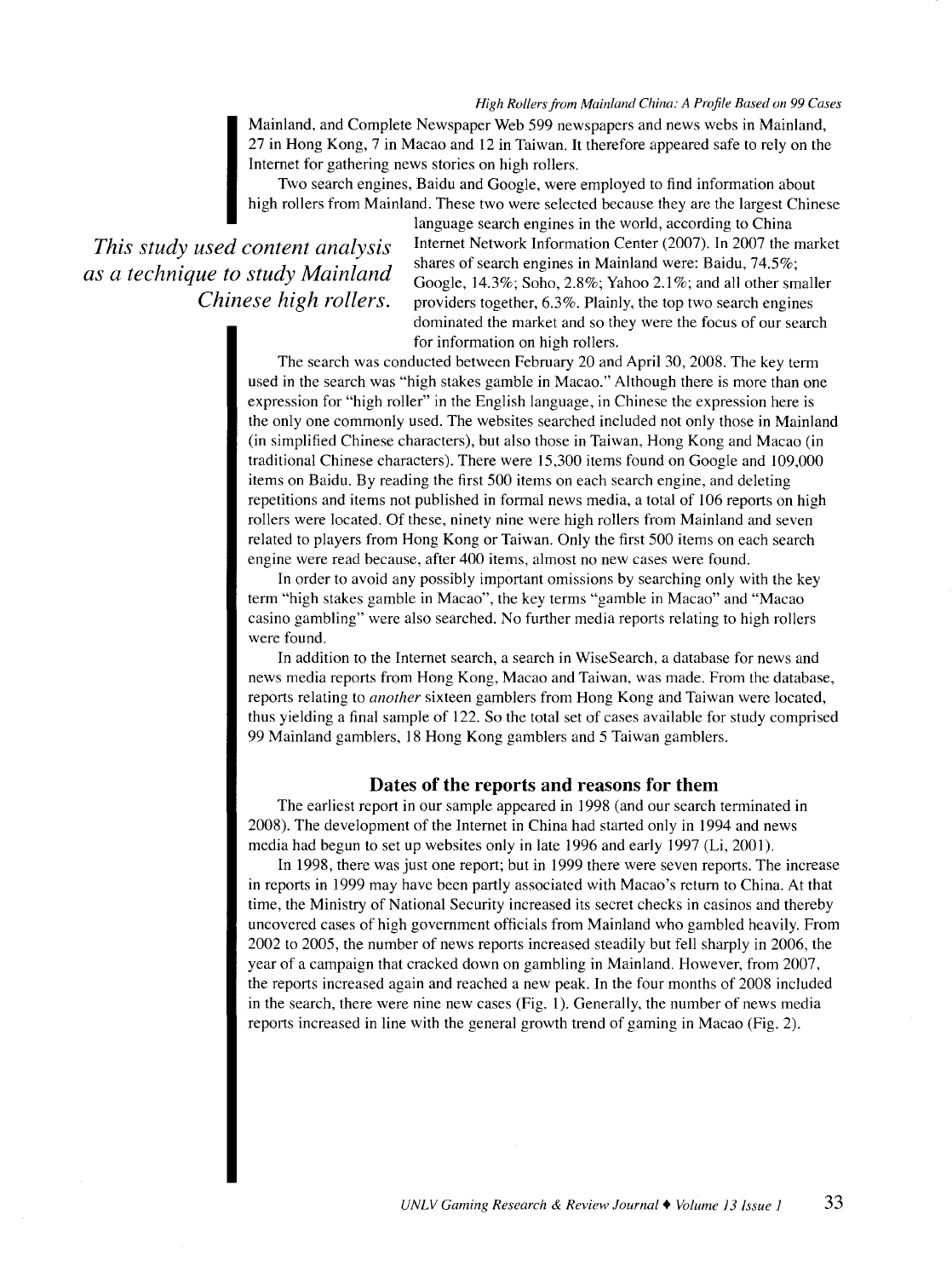Mainland, and Complete Newspaper Web 599 newspapers and news webs in Mainland, 27 in Hong Kong, 7 in Macao and 12 in Taiwan. It therefore appeared safe to rely on the Internet for gathering news stories on high rollers.

Two search engines, Baidu and Google, were employed to find information about high rollers from Mainland. These two were selected because they are the largest Chinese language search engines in the world, according to China Internet Network Information Center (2007). In 2007 the market shares of search engines in Mainland were: Baidu, 74.5%; Google, 14.3%; Soho, 2.8%; Yahoo 2.1%; and all other smaller providers together, 6.3%. Plainly, the top two search engines dominated the market and so they were the focus of our search for information on high rollers.

*This study used content analysis as a technique to study Mainland Chinese high rollers.*

The search was conducted between February 20 and April 30, 2008. The key term used in the search was "high stakes gamble in Macao." Although there is more than one expression for "high roller" in the English language, in Chinese the expression here is the only one commonly used. The websites searched included not only those in Mainland (in simplified Chinese characters), but also those in Taiwan, Hong Kong and Macao (in traditional Chinese characters). There were 15,300 items found on Google and 109,000 items on Baidu. By reading the first 500 items on each search engine, and deleting repetitions and items not published in formal news media, a total of 106 reports on high rollers were located. Of these, ninety nine were high rollers from Mainland and seven related to players from Hong Kong or Taiwan. Only the first 500 items on each search engine were read because, after 400 items, almost no new cases were found.

In order to avoid any possibly important omissions by searching only with the key term "high stakes gamble in Macao", the key terms "gamble in Macao" and "Macao casino gambling" were also searched. No further media reports relating to high rollers were found.

In addition to the Internet search, a search in WiseSearch, a database for news and news media reports from Hong Kong, Macao and Taiwan, was made. From the database, reports relating to *another* sixteen gamblers from Hong Kong and Taiwan were located, thus yielding a final sample of 122. So the total set of cases available for study comprised 99 Mainland gamblers, 18 Hong Kong gamblers and 5 Taiwan gamblers.

### Dates of the reports and reasons for them

The earliest report in our sample appeared in 1998 (and our search terminated in 2008). The development of the Internet in China had started only in 1994 and news media had begun to set up websites only in late 1996 and early 1997 (Li, 2001).

In 1998, there was just one report; but in 1999 there were seven reports. The increase in reports in 1999 may have been partly associated with Macao's return to China. At that time, the Ministry of National Security increased its secret checks in casinos and thereby uncovered cases of high government officials from Mainland who gambled heavily. From 2002 to 2005, the number of news reports increased steadily but fell sharply in 2006, the year of a campaign that cracked down on gambling in Mainland. However, from 2007, the reports increased again and reached a new peak. In the four months of 2008 included in the search, there were nine new cases (Fig. 1). Generally, the number of news media reports increased in line with the general growth trend of gaming in Macao (Fig. 2).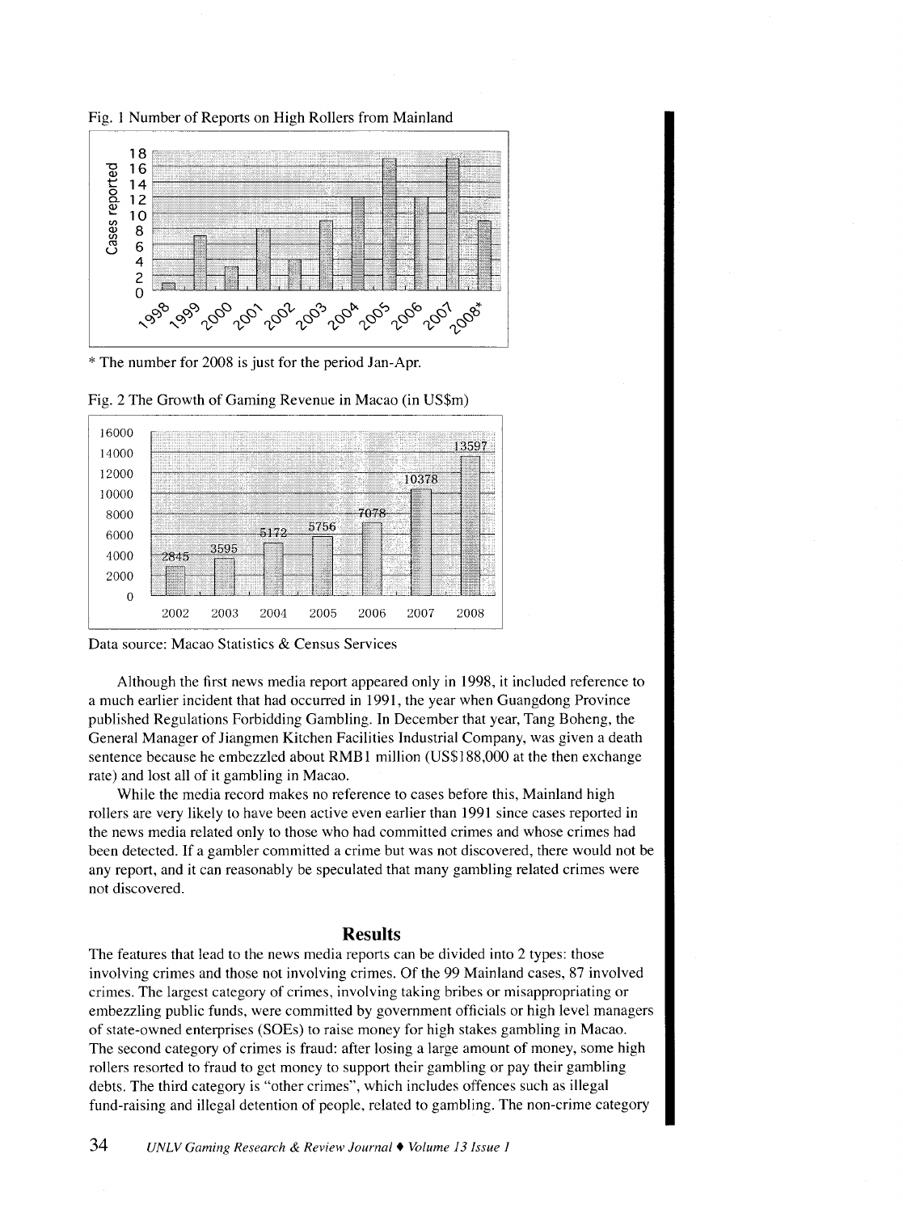Fig. 1 Number of Reports on High Rollers from Mainland

\* The number for 2008 is just for the period Jan-Apr.

Fig. 2 The Growth of Gaming Revenue in Macao (in US$m)

Data source: Macao Statistics & Census Services

Although the first news media report appeared only in 1998, it included reference to a much earlier incident that had occurred in 1991, the year when Guangdong Province published Regulations Forbidding Gambling. In December that year, Tang Boheng, the General Manager of Jiangmen Kitchen Facilities Industrial Company, was given a death sentence because he embezzled about RMB1 million (US$188,000 at the then exchange rate) and lost all of it gambling in Macao.

While the media record makes no reference to cases before this, Mainland high rollers are very likely to have been active even earlier than 1991 since cases reported in the news media related only to those who had committed crimes and whose crimes had been detected. If a gambler committed a crime but was not discovered, there would not be any report, and it can reasonably be speculated that many gambling related crimes were not discovered.

## Results

The features that lead to the news media reports can be divided into 2 types: those involving crimes and those not involving crimes. Of the 99 Mainland cases, 87 involved crimes. The largest category of crimes, involving taking bribes or misappropriating or embezzling public funds, were committed by government officials or high level managers of state-owned enterprises (SOEs) to raise money for high stakes gambling in Macao. The second category of crimes is fraud: after losing a large amount of money, some high rollers resorted to fraud to get money to support their gambling or pay their gambling debts. The third category is "other crimes", which includes offences such as illegal fund-raising and illegal detention of people, related to gambling. The non-crime category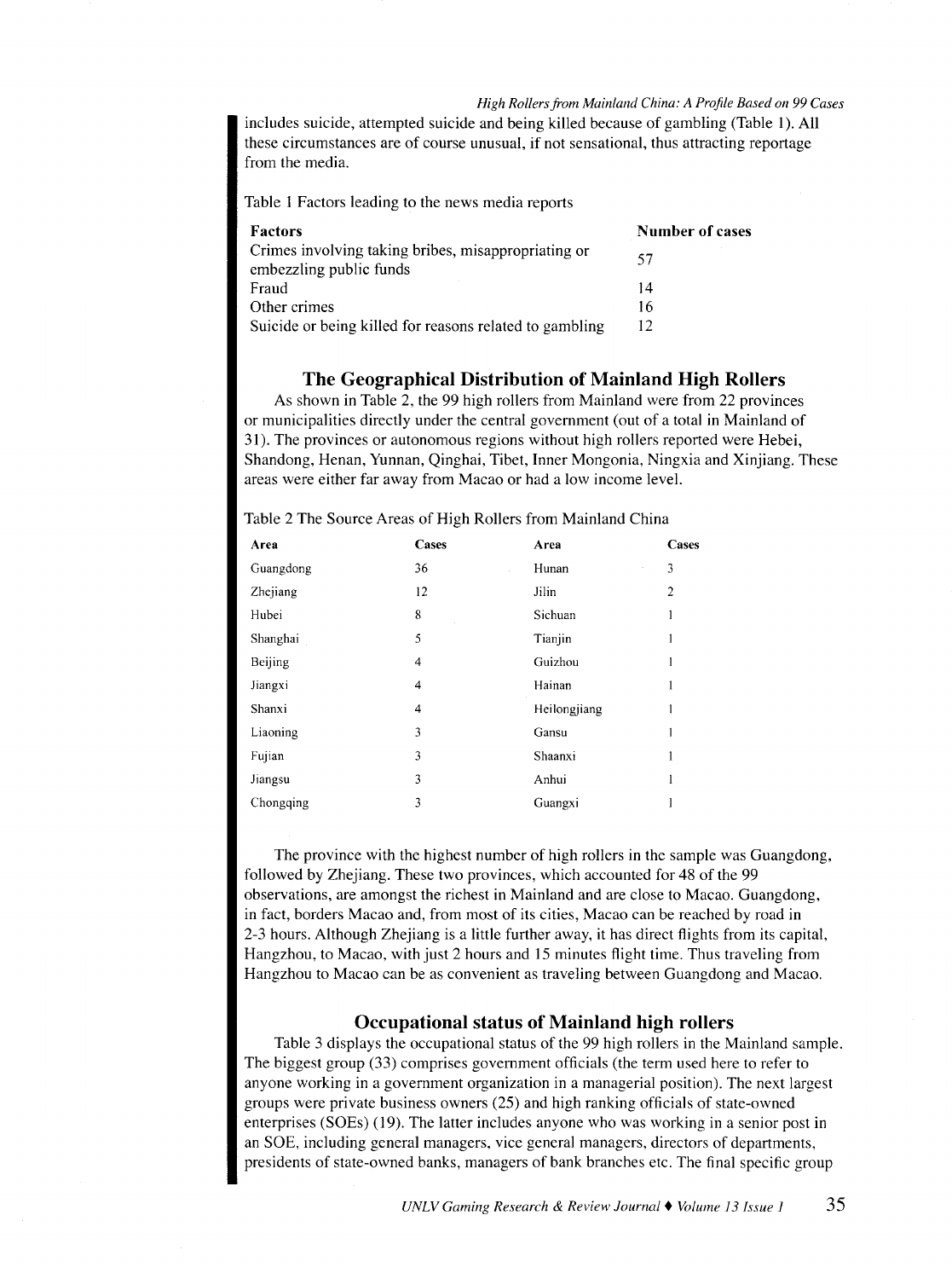includes suicide, attempted suicide and being killed because of gambling (Table 1). All these circumstances are of course unusual, if not sensational, thus attracting reportage from the media.

Table 1 Factors leading to the news media reports

| Factors | Number of cases |
|---|---|
| Crimes involving taking bribes, misappropriating or embezzling public funds | 57 |
| Fraud | 14 |
| Other crimes | 16 |
| Suicide or being killed for reasons related to gambling | 12 |

## The Geographical Distribution of Mainland High Rollers

As shown in Table 2, the 99 high rollers from Mainland were from 22 provinces or municipalities directly under the central government (out of a total in Mainland of 31). The provinces or autonomous regions without high rollers reported were Hebei, Shandong, Henan, Yunnan, Qinghai, Tibet, Inner Mongonia, Ningxia and Xinjiang. These areas were either far away from Macao or had a low income level.

Table 2 The Source Areas of High Rollers from Mainland China

| Area | Cases | Area | Cases |
|---|---|---|---|
| Guangdong | 36 | Hunan | 3 |
| Zhejiang | 12 | Jilin | 2 |
| Hubei | 8 | Sichuan | 1 |
| Shanghai | 5 | Tianjin | 1 |
| Beijing | 4 | Guizhou | 1 |
| Jiangxi | 4 | Hainan | 1 |
| Shanxi | 4 | Heilongjiang | 1 |
| Liaoning | 3 | Gansu | 1 |
| Fujian | 3 | Shaanxi | 1 |
| Jiangsu | 3 | Anhui | 1 |
| Chongqing | 3 | Guangxi | 1 |

The province with the highest number of high rollers in the sample was Guangdong, followed by Zhejiang. These two provinces, which accounted for 48 of the 99 observations, are amongst the richest in Mainland and are close to Macao. Guangdong, in fact, borders Macao and, from most of its cities, Macao can be reached by road in 2-3 hours. Although Zhejiang is a little further away, it has direct flights from its capital, Hangzhou, to Macao, with just 2 hours and 15 minutes flight time. Thus traveling from Hangzhou to Macao can be as convenient as traveling between Guangdong and Macao.

## Occupational status of Mainland high rollers

Table 3 displays the occupational status of the 99 high rollers in the Mainland sample. The biggest group (33) comprises government officials (the term used here to refer to anyone working in a government organization in a managerial position). The next largest groups were private business owners (25) and high ranking officials of state-owned enterprises (SOEs) (19). The latter includes anyone who was working in a senior post in an SOE, including general managers, vice general managers, directors of departments, presidents of state-owned banks, managers of bank branches etc. The final specific group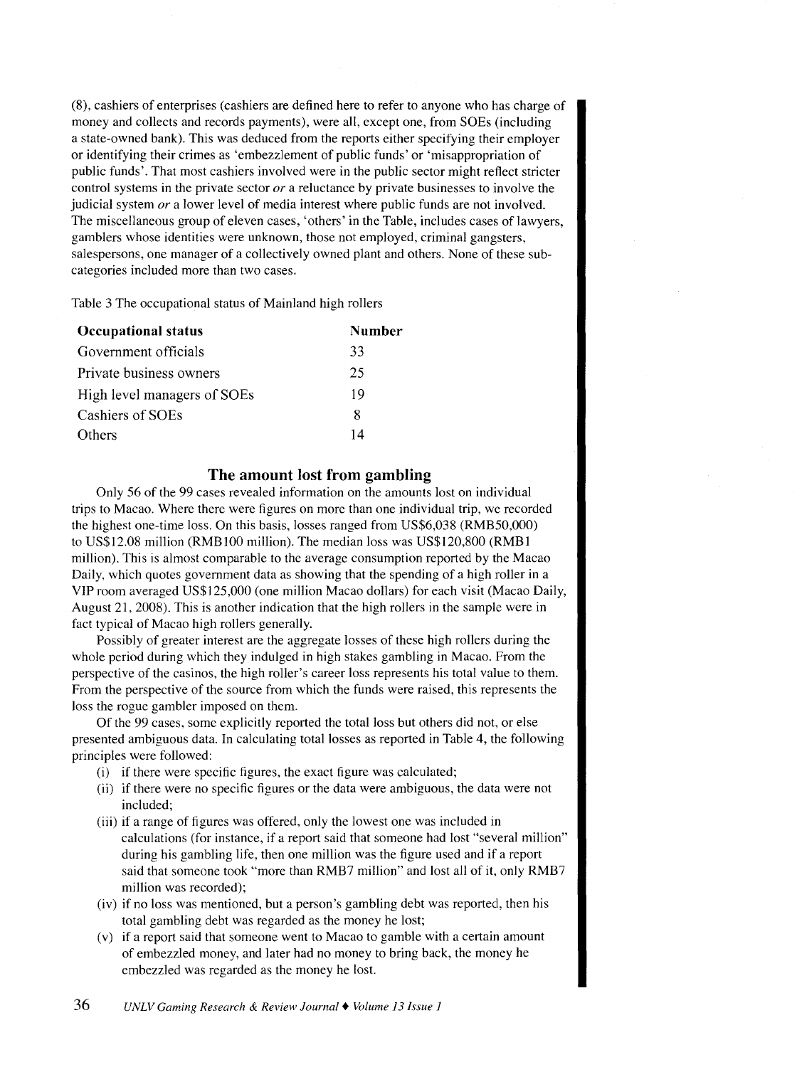(8), cashiers of enterprises (cashiers are defined here to refer to anyone who has charge of money and collects and records payments), were all, except one, from SOEs (including a state-owned bank). This was deduced from the reports either specifying their employer or identifying their crimes as 'embezzlement of public funds' or 'misappropriation of public funds'. That most cashiers involved were in the public sector might reflect stricter control systems in the private sector *or* a reluctance by private businesses to involve the judicial system *or* a lower level of media interest where public funds are not involved. The miscellaneous group of eleven cases, 'others' in the Table, includes cases of lawyers, gamblers whose identities were unknown, those not employed, criminal gangsters, salespersons, one manager of a collectively owned plant and others. None of these subcategories included more than two cases.

Table 3 The occupational status of Mainland high rollers

| Occupational status | Number |
|---|---|
| Government officials | 33 |
| Private business owners | 25 |
| High level managers of SOEs | 19 |
| Cashiers of SOEs | 8 |
| Others | 14 |

## The amount lost from gambling

Only 56 of the 99 cases revealed information on the amounts lost on individual trips to Macao. Where there were figures on more than one individual trip, we recorded the highest one-time loss. On this basis, losses ranged from US$6,038 (RMB50,000) to US$12.08 million (RMB100 million). The median loss was US$120,800 (RMB1 million). This is almost comparable to the average consumption reported by the Macao Daily, which quotes government data as showing that the spending of a high roller in a VIP room averaged US$125,000 (one million Macao dollars) for each visit (Macao Daily, August 21, 2008). This is another indication that the high rollers in the sample were in fact typical of Macao high rollers generally.

Possibly of greater interest are the aggregate losses of these high rollers during the whole period during which they indulged in high stakes gambling in Macao. From the perspective of the casinos, the high roller's career loss represents his total value to them. From the perspective of the source from which the funds were raised, this represents the loss the rogue gambler imposed on them.

Of the 99 cases, some explicitly reported the total loss but others did not, or else presented ambiguous data. In calculating total losses as reported in Table 4, the following principles were followed:

(i) if there were specific figures, the exact figure was calculated;
(ii) if there were no specific figures or the data were ambiguous, the data were not included;
(iii) if a range of figures was offered, only the lowest one was included in calculations (for instance, if a report said that someone had lost "several million" during his gambling life, then one million was the figure used and if a report said that someone took "more than RMB7 million" and lost all of it, only RMB7 million was recorded);
(iv) if no loss was mentioned, but a person's gambling debt was reported, then his total gambling debt was regarded as the money he lost;
(v) if a report said that someone went to Macao to gamble with a certain amount of embezzled money, and later had no money to bring back, the money he embezzled was regarded as the money he lost.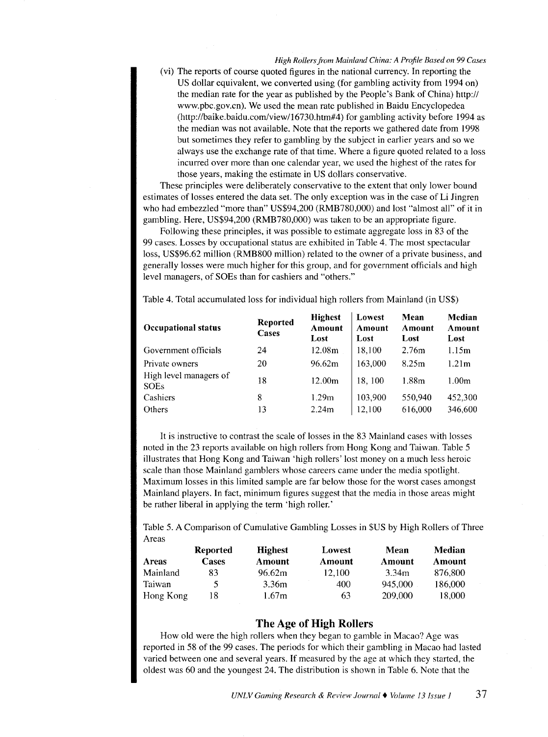(vi) The reports of course quoted figures in the national currency. In reporting the US dollar equivalent, we converted using (for gambling activity from 1994 on) the median rate for the year as published by the People's Bank of China) http://www.pbc.gov.cn). We used the mean rate published in Baidu Encyclopedea (http://baike.baidu.com/view/16730.htm#4) for gambling activity before 1994 as the median was not available. Note that the reports we gathered date from 1998 but sometimes they refer to gambling by the subject in earlier years and so we always use the exchange rate of that time. Where a figure quoted related to a loss incurred over more than one calendar year, we used the highest of the rates for those years, making the estimate in US dollars conservative.

These principles were deliberately conservative to the extent that only lower bound estimates of losses entered the data set. The only exception was in the case of Li Jingren who had embezzled "more than" US$94,200 (RMB780,000) and lost "almost all" of it in gambling. Here, US$94,200 (RMB780,000) was taken to be an appropriate figure.

Following these principles, it was possible to estimate aggregate loss in 83 of the 99 cases. Losses by occupational status are exhibited in Table 4. The most spectacular loss, US$96.62 million (RMB800 million) related to the owner of a private business, and generally losses were much higher for this group, and for government officials and high level managers, of SOEs than for cashiers and "others."

Table 4. Total accumulated loss for individual high rollers from Mainland (in US$)

| Occupational status | Reported Cases | Highest Amount Lost | Lowest Amount Lost | Mean Amount Lost | Median Amount Lost |
|---|---|---|---|---|---|
| Government officials | 24 | 12.08m | 18,100 | 2.76m | 1.15m |
| Private owners | 20 | 96.62m | 163,000 | 8.25m | 1.21m |
| High level managers of SOEs | 18 | 12.00m | 18, 100 | 1.88m | 1.00m |
| Cashiers | 8 | 1.29m | 103,900 | 550,940 | 452,300 |
| Others | 13 | 2.24m | 12,100 | 616,000 | 346,600 |

It is instructive to contrast the scale of losses in the 83 Mainland cases with losses noted in the 23 reports available on high rollers from Hong Kong and Taiwan. Table 5 illustrates that Hong Kong and Taiwan 'high rollers' lost money on a much less heroic scale than those Mainland gamblers whose careers came under the media spotlight. Maximum losses in this limited sample are far below those for the worst cases amongst Mainland players. In fact, minimum figures suggest that the media in those areas might be rather liberal in applying the term 'high roller.'

Table 5. A Comparison of Cumulative Gambling Losses in $US by High Rollers of Three Areas

| Areas | Reported Cases | Highest Amount | Lowest Amount | Mean Amount | Median Amount |
|---|---|---|---|---|---|
| Mainland | 83 | 96.62m | 12,100 | 3.34m | 876,800 |
| Taiwan | 5 | 3.36m | 400 | 945,000 | 186,000 |
| Hong Kong | 18 | 1.67m | 63 | 209,000 | 18,000 |

## The Age of High Rollers

How old were the high rollers when they began to gamble in Macao? Age was reported in 58 of the 99 cases. The periods for which their gambling in Macao had lasted varied between one and several years. If measured by the age at which they started, the oldest was 60 and the youngest 24. The distribution is shown in Table 6. Note that the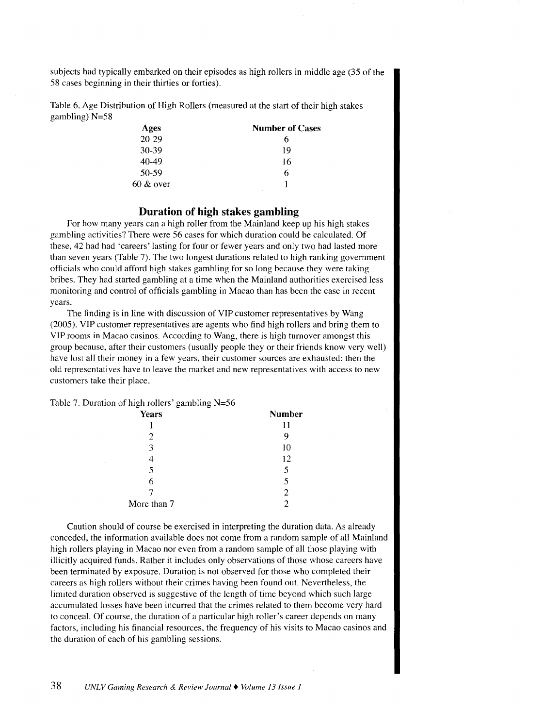subjects had typically embarked on their episodes as high rollers in middle age (35 of the 58 cases beginning in their thirties or forties).

Table 6. Age Distribution of High Rollers (measured at the start of their high stakes gambling) N=58

| Ages | Number of Cases |
| --- | --- |
| 20-29 | 6 |
| 30-39 | 19 |
| 40-49 | 16 |
| 50-59 | 6 |
| 60 & over | 1 |

## Duration of high stakes gambling

For how many years can a high roller from the Mainland keep up his high stakes gambling activities? There were 56 cases for which duration could be calculated. Of these, 42 had had 'careers' lasting for four or fewer years and only two had lasted more than seven years (Table 7). The two longest durations related to high ranking government officials who could afford high stakes gambling for so long because they were taking bribes. They had started gambling at a time when the Mainland authorities exercised less monitoring and control of officials gambling in Macao than has been the case in recent years.

The finding is in line with discussion of VIP customer representatives by Wang (2005). VIP customer representatives are agents who find high rollers and bring them to VIP rooms in Macao casinos. According to Wang, there is high turnover amongst this group because, after their customers (usually people they or their friends know very well) have lost all their money in a few years, their customer sources are exhausted: then the old representatives have to leave the market and new representatives with access to new customers take their place.

Table 7. Duration of high rollers' gambling N=56

| Years | Number |
| --- | --- |
| 1 | 11 |
| 2 | 9 |
| 3 | 10 |
| 4 | 12 |
| 5 | 5 |
| 6 | 5 |
| 7 | 2 |
| More than 7 | 2 |

Caution should of course be exercised in interpreting the duration data. As already conceded, the information available does not come from a random sample of all Mainland high rollers playing in Macao nor even from a random sample of all those playing with illicitly acquired funds. Rather it includes only observations of those whose careers have been terminated by exposure. Duration is not observed for those who completed their careers as high rollers without their crimes having been found out. Nevertheless, the limited duration observed is suggestive of the length of time beyond which such large accumulated losses have been incurred that the crimes related to them become very hard to conceal. Of course, the duration of a particular high roller's career depends on many factors, including his financial resources, the frequency of his visits to Macao casinos and the duration of each of his gambling sessions.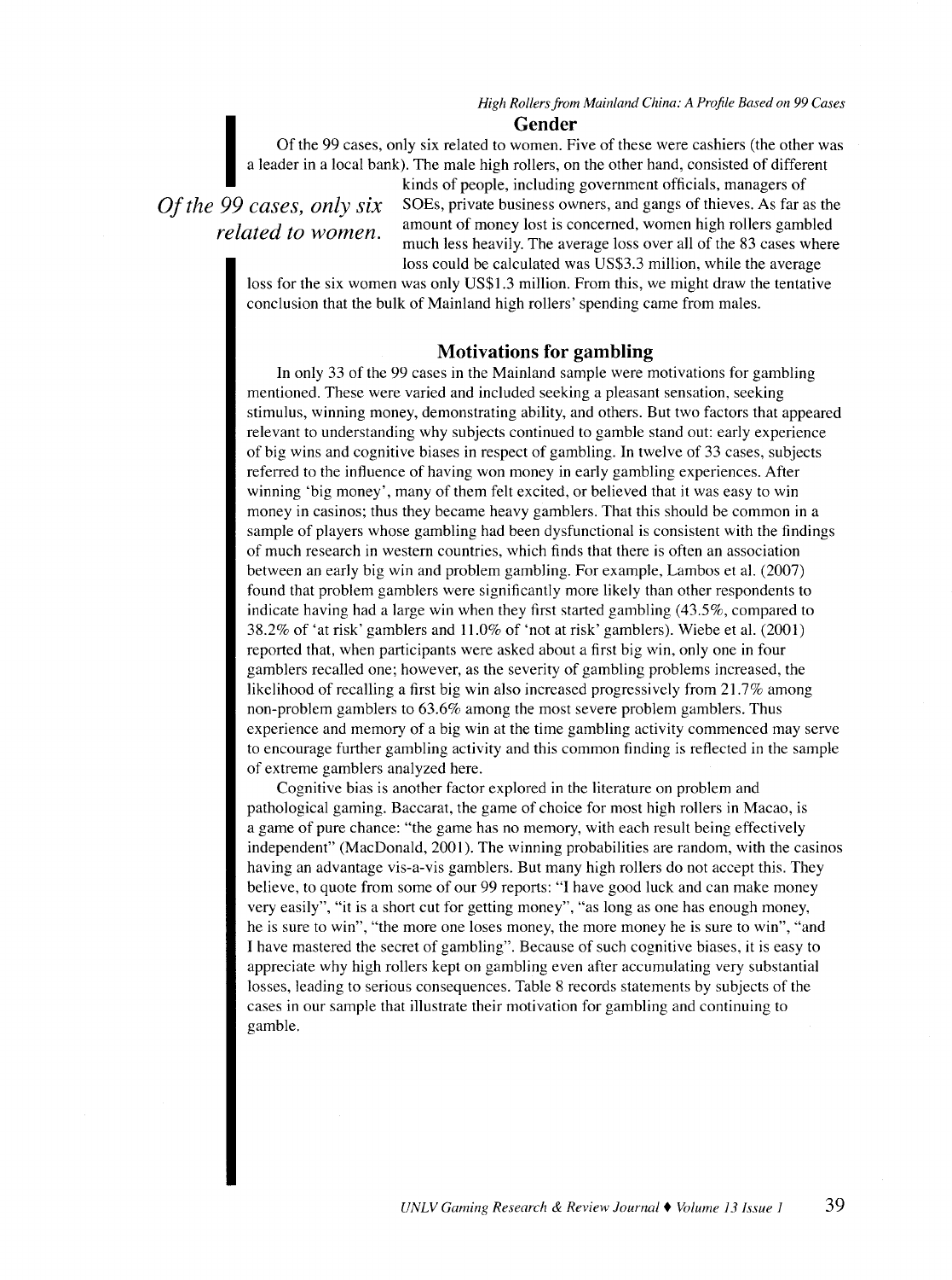## Gender

Of the 99 cases, only six related to women. Five of these were cashiers (the other was a leader in a local bank). The male high rollers, on the other hand, consisted of different kinds of people, including government officials, managers of SOEs, private business owners, and gangs of thieves. As far as the amount of money lost is concerned, women high rollers gambled much less heavily. The average loss over all of the 83 cases where loss could be calculated was US$3.3 million, while the average loss for the six women was only US$1.3 million. From this, we might draw the tentative conclusion that the bulk of Mainland high rollers' spending came from males.

*Of the 99 cases, only six related to women.*

## Motivations for gambling

In only 33 of the 99 cases in the Mainland sample were motivations for gambling mentioned. These were varied and included seeking a pleasant sensation, seeking stimulus, winning money, demonstrating ability, and others. But two factors that appeared relevant to understanding why subjects continued to gamble stand out: early experience of big wins and cognitive biases in respect of gambling. In twelve of 33 cases, subjects referred to the influence of having won money in early gambling experiences. After winning 'big money', many of them felt excited, or believed that it was easy to win money in casinos; thus they became heavy gamblers. That this should be common in a sample of players whose gambling had been dysfunctional is consistent with the findings of much research in western countries, which finds that there is often an association between an early big win and problem gambling. For example, Lambos et al. (2007) found that problem gamblers were significantly more likely than other respondents to indicate having had a large win when they first started gambling (43.5%, compared to 38.2% of 'at risk' gamblers and 11.0% of 'not at risk' gamblers). Wiebe et al. (2001) reported that, when participants were asked about a first big win, only one in four gamblers recalled one; however, as the severity of gambling problems increased, the likelihood of recalling a first big win also increased progressively from 21.7% among non-problem gamblers to 63.6% among the most severe problem gamblers. Thus experience and memory of a big win at the time gambling activity commenced may serve to encourage further gambling activity and this common finding is reflected in the sample of extreme gamblers analyzed here.

Cognitive bias is another factor explored in the literature on problem and pathological gaming. Baccarat, the game of choice for most high rollers in Macao, is a game of pure chance: "the game has no memory, with each result being effectively independent" (MacDonald, 2001). The winning probabilities are random, with the casinos having an advantage vis-a-vis gamblers. But many high rollers do not accept this. They believe, to quote from some of our 99 reports: "I have good luck and can make money very easily", "it is a short cut for getting money", "as long as one has enough money, he is sure to win", "the more one loses money, the more money he is sure to win", "and I have mastered the secret of gambling". Because of such cognitive biases, it is easy to appreciate why high rollers kept on gambling even after accumulating very substantial losses, leading to serious consequences. Table 8 records statements by subjects of the cases in our sample that illustrate their motivation for gambling and continuing to gamble.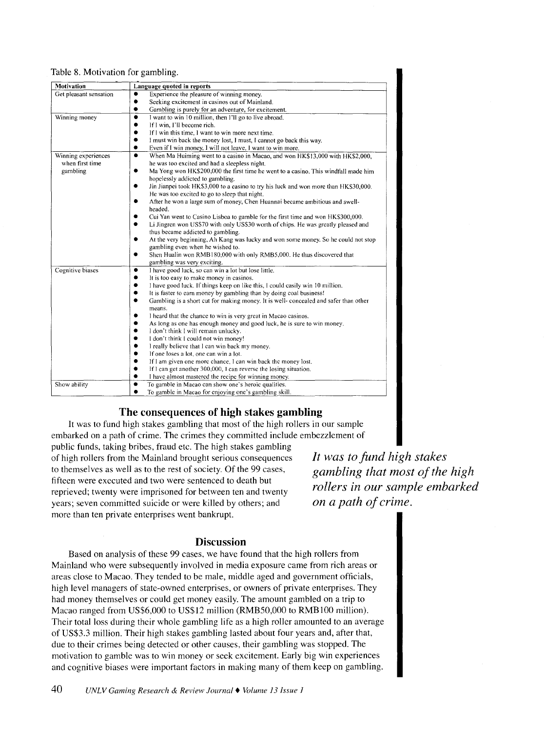Table 8. Motivation for gambling.

| Motivation | Language quoted in reports |
| --- | --- |
| Get pleasant sensation | • Experience the pleasure of winning money.<br>• Seeking excitement in casinos out of Mainland.<br>• Gambling is purely for an adventure, for excitement. |
| Winning money | • I want to win 10 million, then I'll go to live abroad.<br>• If I win, I'll become rich.<br>• If I win this time, I want to win more next time.<br>• I must win back the money lost, I must, I cannot go back this way.<br>• Even if I win money, I will not leave, I want to win more. |
| Winning experiences when first time gambling | • When Ma Huiming went to a casino in Macao, and won HK$13,000 with HK$2,000, he was too excited and had a sleepless night.<br>• Ma Yong won HK$200,000 the first time he went to a casino. This windfall made him hopelessly addicted to gambling.<br>• Jin Jianpei took HK$3,000 to a casino to try his luck and won more than HK$30,000. He was too excited to go to sleep that night.<br>• After he won a large sum of money, Chen Huannai became ambitious and swell-headed.<br>• Cui Yan went to Casino Lisboa to gamble for the first time and won HK$300,000.<br>• Li Jingren won US$70 with only US$30 worth of chips. He was greatly pleased and thus became addicted to gambling.<br>• At the very beginning, Ah Kang was lucky and won some money. So he could not stop gambling even when he wished to.<br>• Shen Hualin won RMB180,000 with only RMB5,000. He thus discovered that gambling was very exciting. |
| Cognitive biases | • I have good luck, so can win a lot but lose little.<br>• It is too easy to make money in casinos.<br>• I have good luck. If things keep on like this, I could easily win 10 million.<br>• It is faster to earn money by gambling than by doing coal business!<br>• Gambling is a short cut for making money. It is well- concealed and safer than other means.<br>• I heard that the chance to win is very great in Macao casinos.<br>• As long as one has enough money and good luck, he is sure to win money.<br>• I don't think I will remain unlucky.<br>• I don't think I could not win money!<br>• I really believe that I can win back my money.<br>• If one loses a lot, one can win a lot.<br>• If I am given one more chance, I can win back the money lost.<br>• If I can get another 300,000, I can reverse the losing situation.<br>• I have almost mastered the recipe for winning money. |
| Show ability | • To gamble in Macao can show one's heroic qualities.<br>• To gamble in Macao for enjoying one's gambling skill. |

## The consequences of high stakes gambling

It was to fund high stakes gambling that most of the high rollers in our sample embarked on a path of crime. The crimes they committed include embezzlement of public funds, taking bribes, fraud etc. The high stakes gambling of high rollers from the Mainland brought serious consequences to themselves as well as to the rest of society. Of the 99 cases, fifteen were executed and two were sentenced to death but reprieved; twenty were imprisoned for between ten and twenty years; seven committed suicide or were killed by others; and more than ten private enterprises went bankrupt.

*It was to fund high stakes gambling that most of the high rollers in our sample embarked on a path of crime.*

## Discussion

Based on analysis of these 99 cases, we have found that the high rollers from Mainland who were subsequently involved in media exposure came from rich areas or areas close to Macao. They tended to be male, middle aged and government officials, high level managers of state-owned enterprises, or owners of private enterprises. They had money themselves or could get money easily. The amount gambled on a trip to Macao ranged from US$6,000 to US$12 million (RMB50,000 to RMB100 million). Their total loss during their whole gambling life as a high roller amounted to an average of US$3.3 million. Their high stakes gambling lasted about four years and, after that, due to their crimes being detected or other causes, their gambling was stopped. The motivation to gamble was to win money or seek excitement. Early big win experiences and cognitive biases were important factors in making many of them keep on gambling.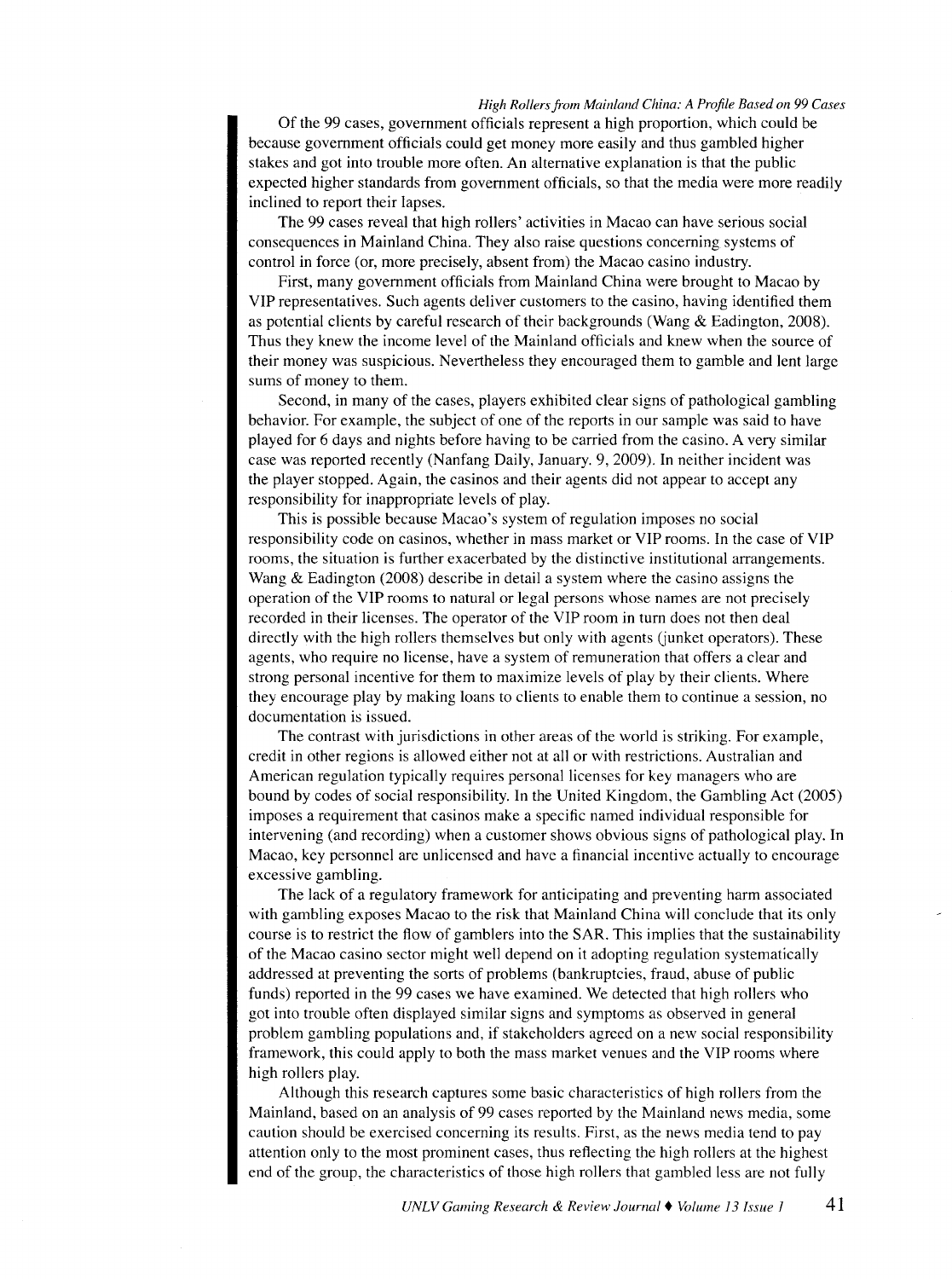Of the 99 cases, government officials represent a high proportion, which could be because government officials could get money more easily and thus gambled higher stakes and got into trouble more often. An alternative explanation is that the public expected higher standards from government officials, so that the media were more readily inclined to report their lapses.

The 99 cases reveal that high rollers' activities in Macao can have serious social consequences in Mainland China. They also raise questions concerning systems of control in force (or, more precisely, absent from) the Macao casino industry.

First, many government officials from Mainland China were brought to Macao by VIP representatives. Such agents deliver customers to the casino, having identified them as potential clients by careful research of their backgrounds (Wang & Eadington, 2008). Thus they knew the income level of the Mainland officials and knew when the source of their money was suspicious. Nevertheless they encouraged them to gamble and lent large sums of money to them.

Second, in many of the cases, players exhibited clear signs of pathological gambling behavior. For example, the subject of one of the reports in our sample was said to have played for 6 days and nights before having to be carried from the casino. A very similar case was reported recently (Nanfang Daily, January. 9, 2009). In neither incident was the player stopped. Again, the casinos and their agents did not appear to accept any responsibility for inappropriate levels of play.

This is possible because Macao's system of regulation imposes no social responsibility code on casinos, whether in mass market or VIP rooms. In the case of VIP rooms, the situation is further exacerbated by the distinctive institutional arrangements. Wang & Eadington (2008) describe in detail a system where the casino assigns the operation of the VIP rooms to natural or legal persons whose names are not precisely recorded in their licenses. The operator of the VIP room in turn does not then deal directly with the high rollers themselves but only with agents (junket operators). These agents, who require no license, have a system of remuneration that offers a clear and strong personal incentive for them to maximize levels of play by their clients. Where they encourage play by making loans to clients to enable them to continue a session, no documentation is issued.

The contrast with jurisdictions in other areas of the world is striking. For example, credit in other regions is allowed either not at all or with restrictions. Australian and American regulation typically requires personal licenses for key managers who are bound by codes of social responsibility. In the United Kingdom, the Gambling Act (2005) imposes a requirement that casinos make a specific named individual responsible for intervening (and recording) when a customer shows obvious signs of pathological play. In Macao, key personnel are unlicensed and have a financial incentive actually to encourage excessive gambling.

The lack of a regulatory framework for anticipating and preventing harm associated with gambling exposes Macao to the risk that Mainland China will conclude that its only course is to restrict the flow of gamblers into the SAR. This implies that the sustainability of the Macao casino sector might well depend on it adopting regulation systematically addressed at preventing the sorts of problems (bankruptcies, fraud, abuse of public funds) reported in the 99 cases we have examined. We detected that high rollers who got into trouble often displayed similar signs and symptoms as observed in general problem gambling populations and, if stakeholders agreed on a new social responsibility framework, this could apply to both the mass market venues and the VIP rooms where high rollers play.

Although this research captures some basic characteristics of high rollers from the Mainland, based on an analysis of 99 cases reported by the Mainland news media, some caution should be exercised concerning its results. First, as the news media tend to pay attention only to the most prominent cases, thus reflecting the high rollers at the highest end of the group, the characteristics of those high rollers that gambled less are not fully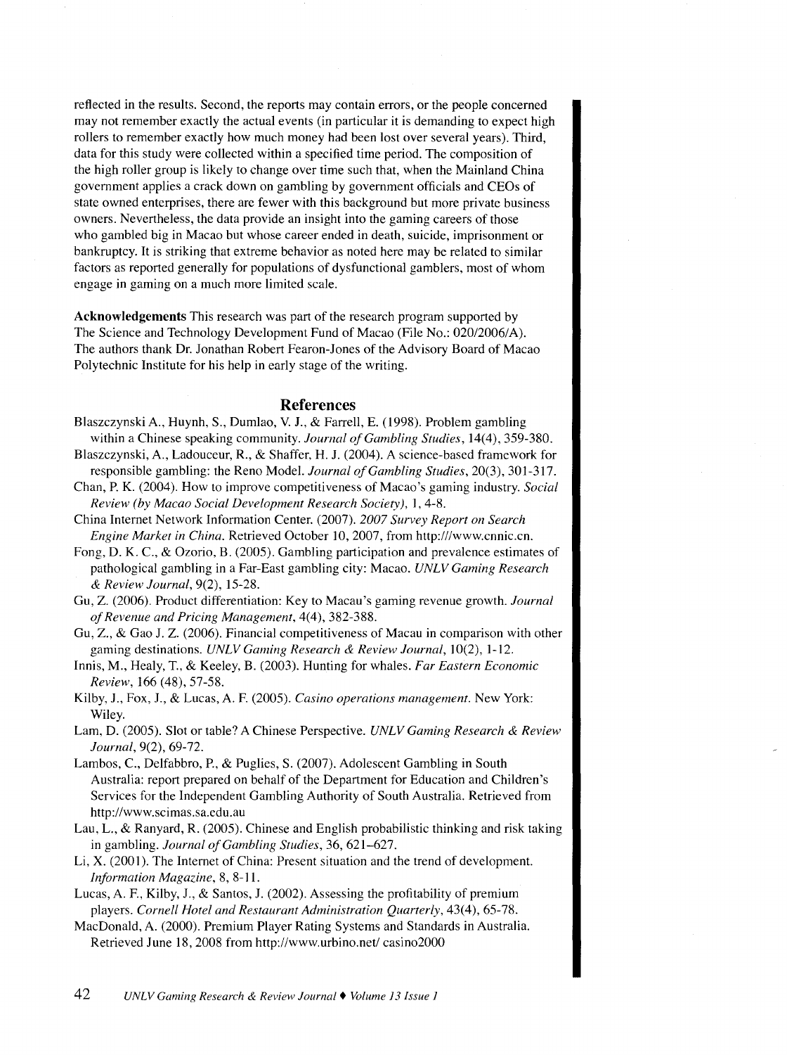reflected in the results. Second, the reports may contain errors, or the people concerned may not remember exactly the actual events (in particular it is demanding to expect high rollers to remember exactly how much money had been lost over several years). Third, data for this study were collected within a specified time period. The composition of the high roller group is likely to change over time such that, when the Mainland China government applies a crack down on gambling by government officials and CEOs of state owned enterprises, there are fewer with this background but more private business owners. Nevertheless, the data provide an insight into the gaming careers of those who gambled big in Macao but whose career ended in death, suicide, imprisonment or bankruptcy. It is striking that extreme behavior as noted here may be related to similar factors as reported generally for populations of dysfunctional gamblers, most of whom engage in gaming on a much more limited scale.

**Acknowledgements** This research was part of the research program supported by The Science and Technology Development Fund of Macao (File No.: 020/2006/A). The authors thank Dr. Jonathan Robert Fearon-Jones of the Advisory Board of Macao Polytechnic Institute for his help in early stage of the writing.

## References

Blaszczynski A., Huynh, S., Dumlao, V. J., & Farrell, E. (1998). Problem gambling within a Chinese speaking community. *Journal of Gambling Studies*, 14(4), 359-380.

Blaszczynski, A., Ladouceur, R., & Shaffer, H. J. (2004). A science-based framework for responsible gambling: the Reno Model. *Journal of Gambling Studies*, 20(3), 301-317.

Chan, P. K. (2004). How to improve competitiveness of Macao's gaming industry. *Social Review (by Macao Social Development Research Society)*, 1, 4-8.

China Internet Network Information Center. (2007). *2007 Survey Report on Search Engine Market in China*. Retrieved October 10, 2007, from http:///www.cnnic.cn.

Fong, D. K. C., & Ozorio, B. (2005). Gambling participation and prevalence estimates of pathological gambling in a Far-East gambling city: Macao. *UNLV Gaming Research & Review Journal*, 9(2), 15-28.

Gu, Z. (2006). Product differentiation: Key to Macau's gaming revenue growth. *Journal of Revenue and Pricing Management*, 4(4), 382-388.

Gu, Z., & Gao J. Z. (2006). Financial competitiveness of Macau in comparison with other gaming destinations. *UNLV Gaming Research & Review Journal*, 10(2), 1-12.

Innis, M., Healy, T., & Keeley, B. (2003). Hunting for whales. *Far Eastern Economic Review*, 166 (48), 57-58.

Kilby, J., Fox, J., & Lucas, A. F. (2005). *Casino operations management*. New York: Wiley.

Lam, D. (2005). Slot or table? A Chinese Perspective. *UNLV Gaming Research & Review Journal*, 9(2), 69-72.

Lambos, C., Delfabbro, P., & Puglies, S. (2007). Adolescent Gambling in South Australia: report prepared on behalf of the Department for Education and Children's Services for the Independent Gambling Authority of South Australia. Retrieved from http://www.scimas.sa.edu.au

Lau, L., & Ranyard, R. (2005). Chinese and English probabilistic thinking and risk taking in gambling. *Journal of Gambling Studies*, 36, 621–627.

Li, X. (2001). The Internet of China: Present situation and the trend of development. *Information Magazine*, 8, 8-11.

Lucas, A. F., Kilby, J., & Santos, J. (2002). Assessing the profitability of premium players. *Cornell Hotel and Restaurant Administration Quarterly*, 43(4), 65-78.

MacDonald, A. (2000). Premium Player Rating Systems and Standards in Australia. Retrieved June 18, 2008 from http://www.urbino.net/ casino2000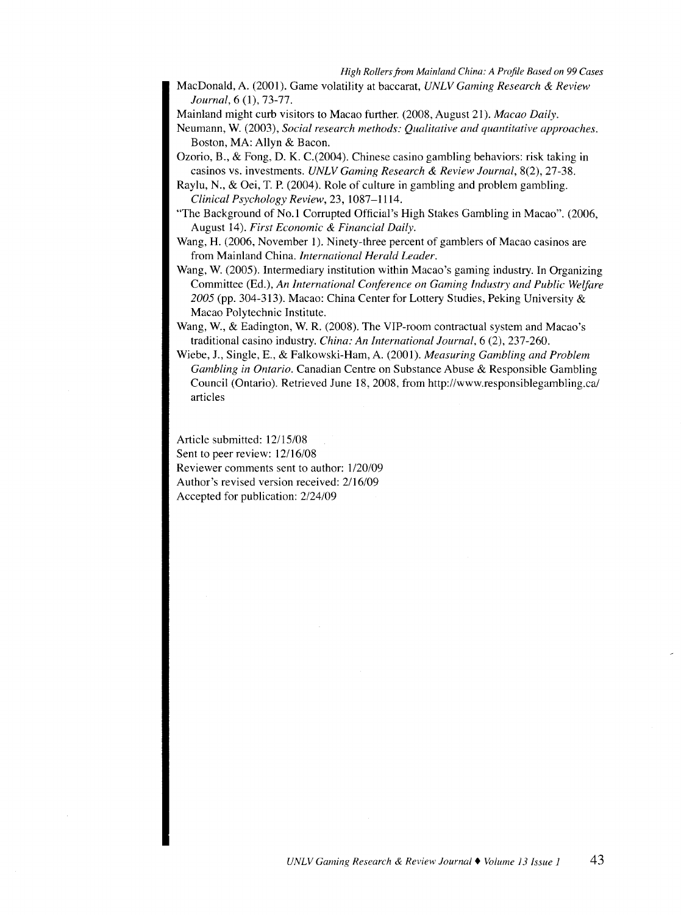MacDonald, A. (2001). Game volatility at baccarat, *UNLV Gaming Research & Review Journal*, 6 (1), 73-77.

Mainland might curb visitors to Macao further. (2008, August 21). *Macao Daily*.

Neumann, W. (2003), *Social research methods: Qualitative and quantitative approaches*. Boston, MA: Allyn & Bacon.

Ozorio, B., & Fong, D. K. C.(2004). Chinese casino gambling behaviors: risk taking in casinos vs. investments. *UNLV Gaming Research & Review Journal*, 8(2), 27-38.

Raylu, N., & Oei, T. P. (2004). Role of culture in gambling and problem gambling. *Clinical Psychology Review*, 23, 1087–1114.

"The Background of No.1 Corrupted Official's High Stakes Gambling in Macao". (2006, August 14). *First Economic & Financial Daily*.

Wang, H. (2006, November 1). Ninety-three percent of gamblers of Macao casinos are from Mainland China. *International Herald Leader*.

Wang, W. (2005). Intermediary institution within Macao's gaming industry. In Organizing Committee (Ed.), *An International Conference on Gaming Industry and Public Welfare 2005* (pp. 304-313). Macao: China Center for Lottery Studies, Peking University & Macao Polytechnic Institute.

Wang, W., & Eadington, W. R. (2008). The VIP-room contractual system and Macao's traditional casino industry. *China: An International Journal*, 6 (2), 237-260.

Wiebe, J., Single, E., & Falkowski-Ham, A. (2001). *Measuring Gambling and Problem Gambling in Ontario*. Canadian Centre on Substance Abuse & Responsible Gambling Council (Ontario). Retrieved June 18, 2008, from http://www.responsiblegambling.ca/articles

Article submitted: 12/15/08
Sent to peer review: 12/16/08
Reviewer comments sent to author: 1/20/09
Author's revised version received: 2/16/09
Accepted for publication: 2/24/09